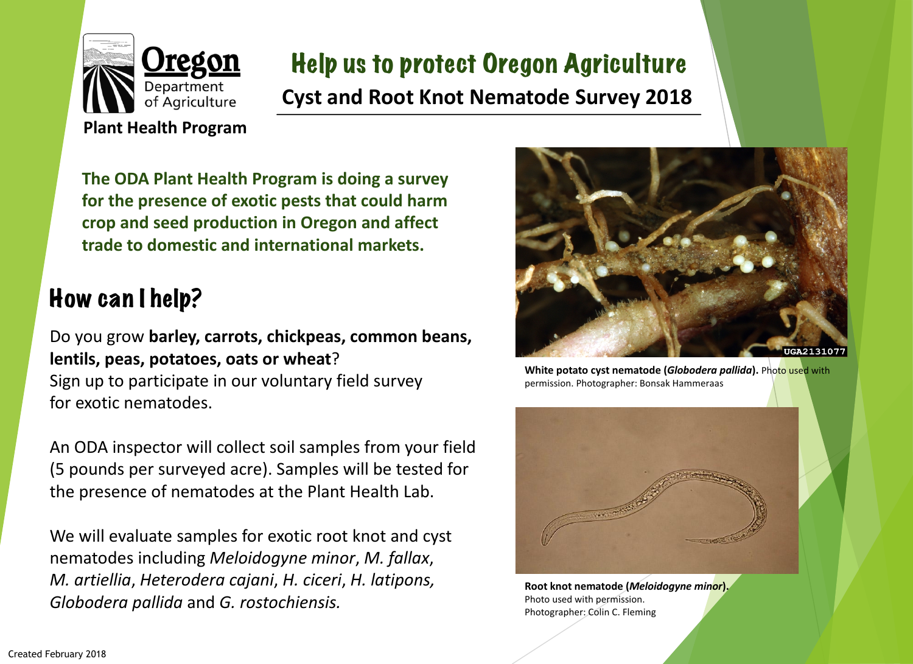**Oregon** Department of Agriculture

**Plant Health Program**

# Help us to protect Oregon Agriculture

## Cyst and Root Knot Nematode Survey 2018

**The ODA Plant Health Program is doing a survey for the presence of exotic pests that could harm crop and seed production in Oregon and affect trade to domestic and international markets.**

## How can I help?

Do you grow **barley, carrots, chickpeas, common beans, lentils, peas, potatoes, oats or wheat**? Sign up to participate in our voluntary field survey for exotic nematodes.

An ODA inspector will collect soil samples from your field (5 pounds per surveyed acre). Samples will be tested for the presence of nematodes at the Plant Health Lab.

We will evaluate samples for exotic root knot and cyst nematodes including *Meloidogyne minor*, *M. fallax*, *M. artiellia*, *Heterodera cajani*, *H. ciceri*, *H. latipons, Globodera pallida* and *G. rostochiensis.*

**White potato cyst nematode (*Globodera pallida*).** Photo used with permission. Photographer: Bonsak Hammeraas

**Root knot nematode (*Meloidogyne minor*).** Photo used with permission. Photographer: Colin C. Fleming

Created February 2018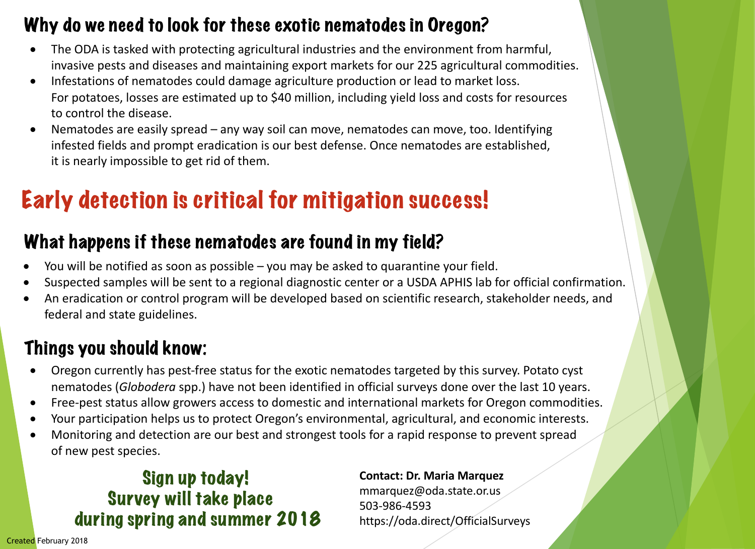## Why do we need to look for these exotic nematodes in Oregon?

- The ODA is tasked with protecting agricultural industries and the environment from harmful, invasive pests and diseases and maintaining export markets for our 225 agricultural commodities.
- Infestations of nematodes could damage agriculture production or lead to market loss. For potatoes, losses are estimated up to $40 million, including yield loss and costs for resources to control the disease.
- Nematodes are easily spread – any way soil can move, nematodes can move, too. Identifying infested fields and prompt eradication is our best defense. Once nematodes are established, it is nearly impossible to get rid of them.

# Early detection is critical for mitigation success!

## What happens if these nematodes are found in my field?

- You will be notified as soon as possible – you may be asked to quarantine your field.
- Suspected samples will be sent to a regional diagnostic center or a USDA APHIS lab for official confirmation.
- An eradication or control program will be developed based on scientific research, stakeholder needs, and federal and state guidelines.

## Things you should know:

- Oregon currently has pest-free status for the exotic nematodes targeted by this survey. Potato cyst nematodes (*Globodera* spp.) have not been identified in official surveys done over the last 10 years.
- Free-pest status allow growers access to domestic and international markets for Oregon commodities.
- Your participation helps us to protect Oregon's environmental, agricultural, and economic interests.
- Monitoring and detection are our best and strongest tools for a rapid response to prevent spread of new pest species.

## Sign up today! Survey will take place during spring and summer 2018

**Contact: Dr. Maria Marquez**
mmarquez@oda.state.or.us
503-986-4593
https://oda.direct/OfficialSurveys

Created February 2018